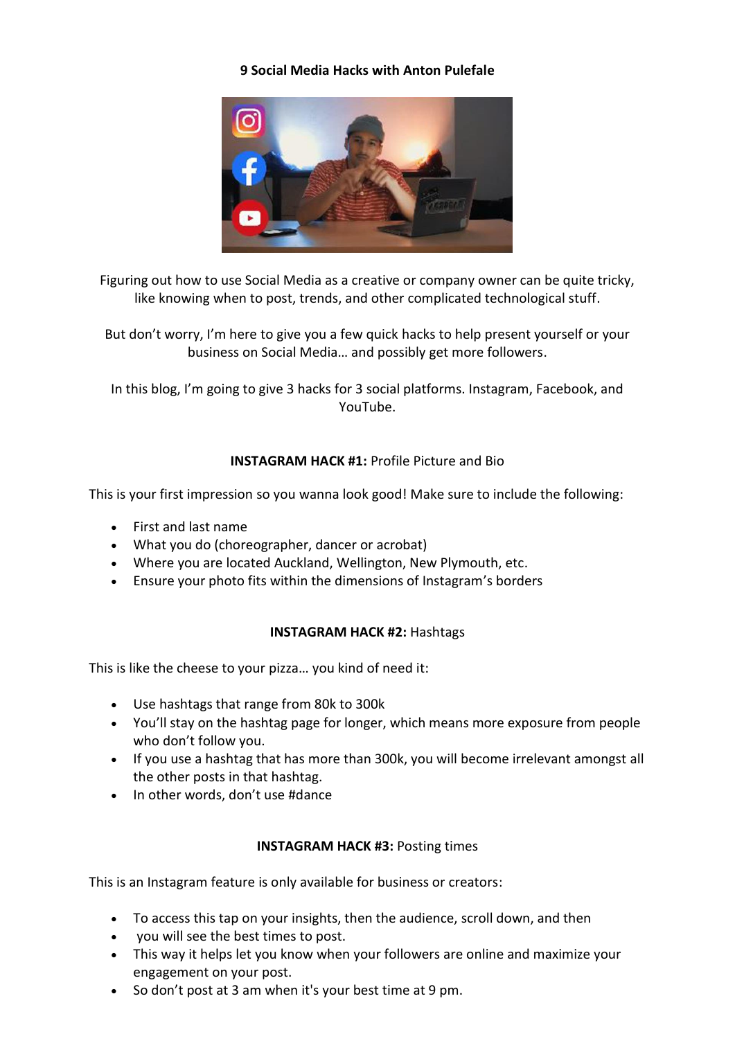# 9 Social Media Hacks with Anton Pulefale

Figuring out how to use Social Media as a creative or company owner can be quite tricky, like knowing when to post, trends, and other complicated technological stuff.

But don't worry, I'm here to give you a few quick hacks to help present yourself or your business on Social Media… and possibly get more followers.

In this blog, I'm going to give 3 hacks for 3 social platforms. Instagram, Facebook, and YouTube.

## **INSTAGRAM HACK #1:** Profile Picture and Bio

This is your first impression so you wanna look good! Make sure to include the following:

- First and last name
- What you do (choreographer, dancer or acrobat)
- Where you are located Auckland, Wellington, New Plymouth, etc.
- Ensure your photo fits within the dimensions of Instagram's borders

## **INSTAGRAM HACK #2:** Hashtags

This is like the cheese to your pizza… you kind of need it:

- Use hashtags that range from 80k to 300k
- You'll stay on the hashtag page for longer, which means more exposure from people who don't follow you.
- If you use a hashtag that has more than 300k, you will become irrelevant amongst all the other posts in that hashtag.
- In other words, don't use #dance

## **INSTAGRAM HACK #3:** Posting times

This is an Instagram feature is only available for business or creators:

- To access this tap on your insights, then the audience, scroll down, and then
- you will see the best times to post.
- This way it helps let you know when your followers are online and maximize your engagement on your post.
- So don't post at 3 am when it's your best time at 9 pm.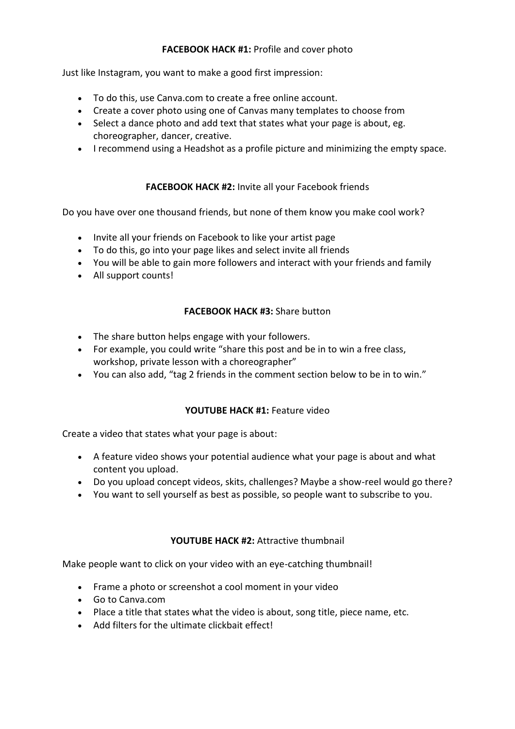### **FACEBOOK HACK #1:** Profile and cover photo

Just like Instagram, you want to make a good first impression:

- To do this, use Canva.com to create a free online account.
- Create a cover photo using one of Canvas many templates to choose from
- Select a dance photo and add text that states what your page is about, eg. choreographer, dancer, creative.
- I recommend using a Headshot as a profile picture and minimizing the empty space.

### **FACEBOOK HACK #2:** Invite all your Facebook friends

Do you have over one thousand friends, but none of them know you make cool work?

- Invite all your friends on Facebook to like your artist page
- To do this, go into your page likes and select invite all friends
- You will be able to gain more followers and interact with your friends and family
- All support counts!

### **FACEBOOK HACK #3:** Share button

- The share button helps engage with your followers.
- For example, you could write "share this post and be in to win a free class, workshop, private lesson with a choreographer"
- You can also add, "tag 2 friends in the comment section below to be in to win."

### **YOUTUBE HACK #1:** Feature video

Create a video that states what your page is about:

- A feature video shows your potential audience what your page is about and what content you upload.
- Do you upload concept videos, skits, challenges? Maybe a show-reel would go there?
- You want to sell yourself as best as possible, so people want to subscribe to you.

### **YOUTUBE HACK #2:** Attractive thumbnail

Make people want to click on your video with an eye-catching thumbnail!

- Frame a photo or screenshot a cool moment in your video
- Go to Canva.com
- Place a title that states what the video is about, song title, piece name, etc.
- Add filters for the ultimate clickbait effect!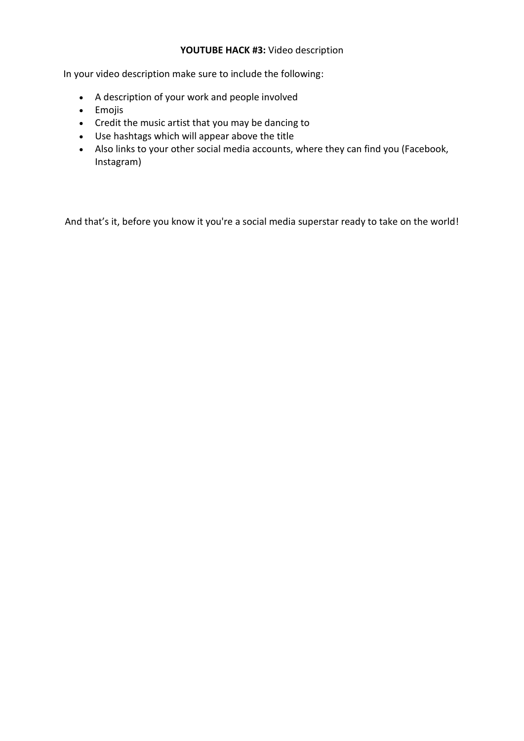**YOUTUBE HACK #3:** Video description

In your video description make sure to include the following:

- A description of your work and people involved
- Emojis
- Credit the music artist that you may be dancing to
- Use hashtags which will appear above the title
- Also links to your other social media accounts, where they can find you (Facebook, Instagram)

And that’s it, before you know it you're a social media superstar ready to take on the world!